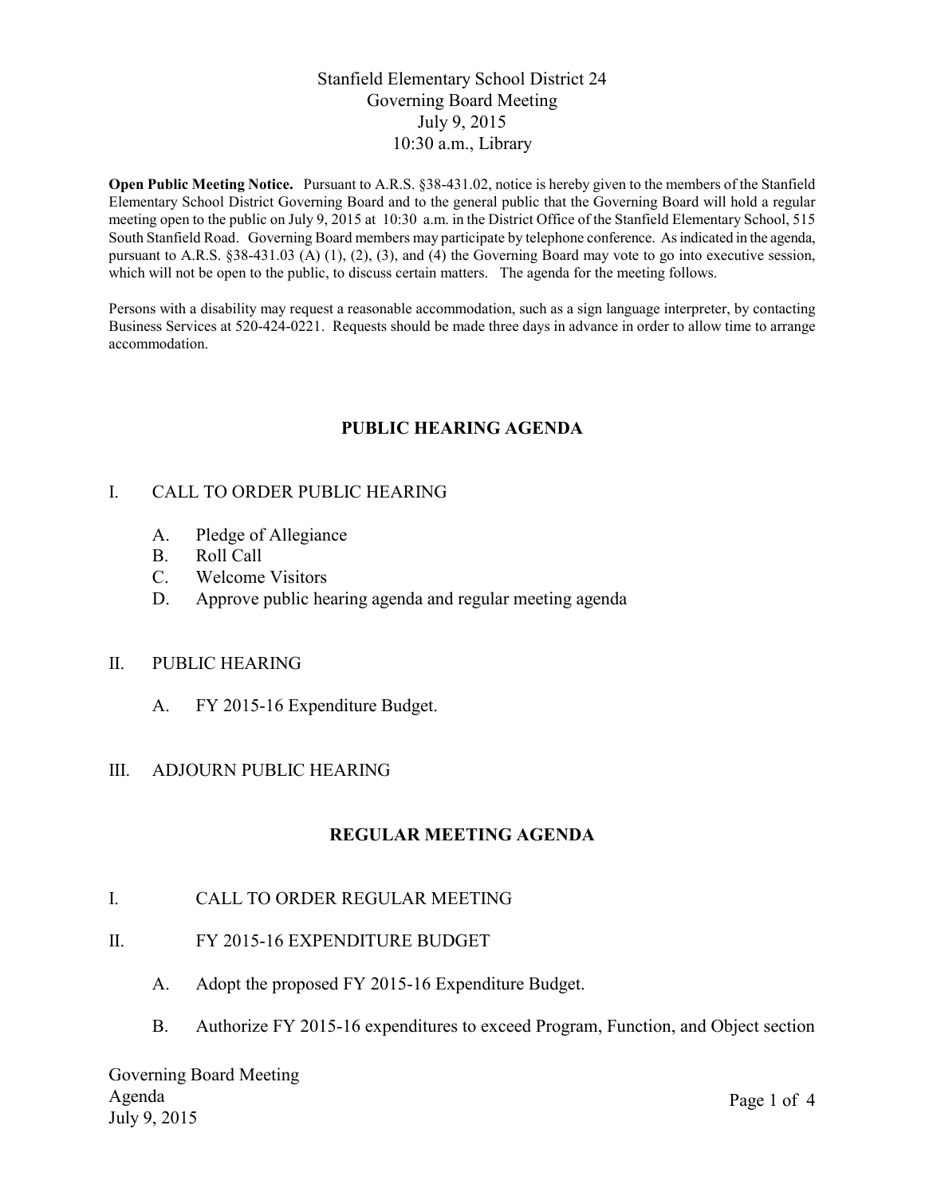# Stanfield Elementary School District 24
## Governing Board Meeting
### July 9, 2015
### 10:30 a.m., Library

**Open Public Meeting Notice.** Pursuant to A.R.S. §38-431.02, notice is hereby given to the members of the Stanfield Elementary School District Governing Board and to the general public that the Governing Board will hold a regular meeting open to the public on July 9, 2015 at 10:30 a.m. in the District Office of the Stanfield Elementary School, 515 South Stanfield Road. Governing Board members may participate by telephone conference. As indicated in the agenda, pursuant to A.R.S. §38-431.03 (A) (1), (2), (3), and (4) the Governing Board may vote to go into executive session, which will not be open to the public, to discuss certain matters. The agenda for the meeting follows.

Persons with a disability may request a reasonable accommodation, such as a sign language interpreter, by contacting Business Services at 520-424-0221. Requests should be made three days in advance in order to allow time to arrange accommodation.

## PUBLIC HEARING AGENDA

I. CALL TO ORDER PUBLIC HEARING

   A. Pledge of Allegiance
   B. Roll Call
   C. Welcome Visitors
   D. Approve public hearing agenda and regular meeting agenda

II. PUBLIC HEARING

   A. FY 2015-16 Expenditure Budget.

III. ADJOURN PUBLIC HEARING

## REGULAR MEETING AGENDA

I. CALL TO ORDER REGULAR MEETING

II. FY 2015-16 EXPENDITURE BUDGET

   A. Adopt the proposed FY 2015-16 Expenditure Budget.

   B. Authorize FY 2015-16 expenditures to exceed Program, Function, and Object section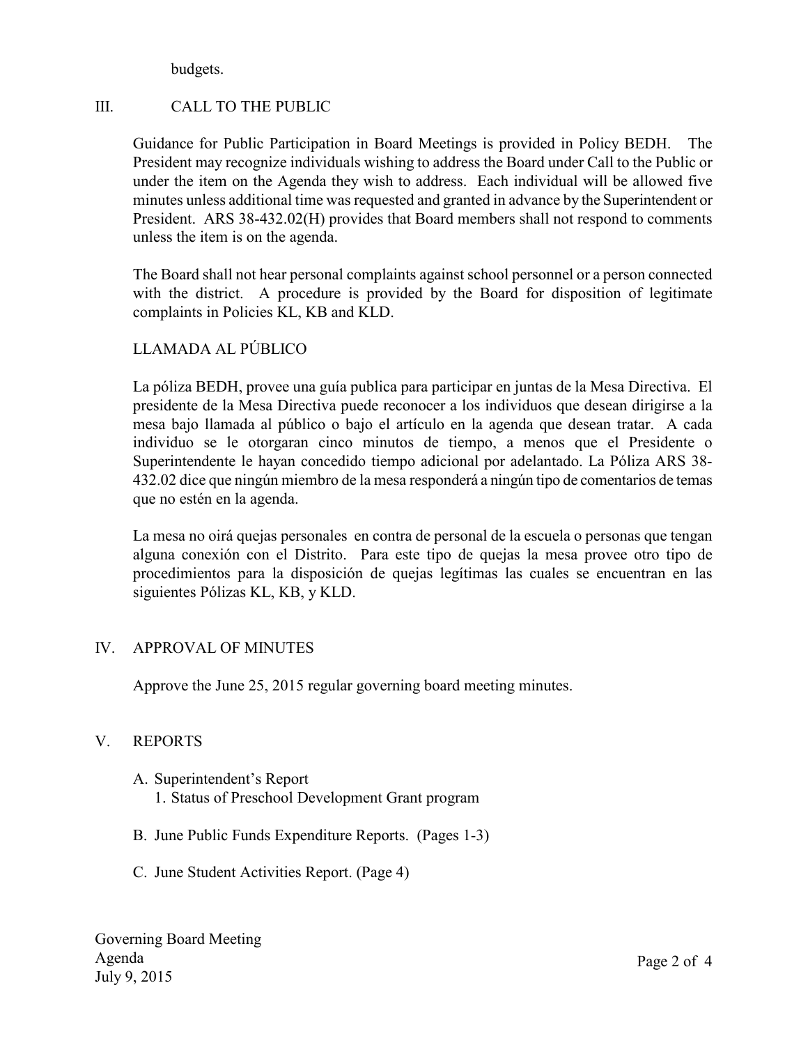budgets.

## III. CALL TO THE PUBLIC

Guidance for Public Participation in Board Meetings is provided in Policy BEDH. The President may recognize individuals wishing to address the Board under Call to the Public or under the item on the Agenda they wish to address. Each individual will be allowed five minutes unless additional time was requested and granted in advance by the Superintendent or President. ARS 38-432.02(H) provides that Board members shall not respond to comments unless the item is on the agenda.

The Board shall not hear personal complaints against school personnel or a person connected with the district. A procedure is provided by the Board for disposition of legitimate complaints in Policies KL, KB and KLD.

### LLAMADA AL PÚBLICO

La póliza BEDH, provee una guía publica para participar en juntas de la Mesa Directiva. El presidente de la Mesa Directiva puede reconocer a los individuos que desean dirigirse a la mesa bajo llamada al público o bajo el artículo en la agenda que desean tratar. A cada individuo se le otorgaran cinco minutos de tiempo, a menos que el Presidente o Superintendente le hayan concedido tiempo adicional por adelantado. La Póliza ARS 38-432.02 dice que ningún miembro de la mesa responderá a ningún tipo de comentarios de temas que no estén en la agenda.

La mesa no oirá quejas personales en contra de personal de la escuela o personas que tengan alguna conexión con el Distrito. Para este tipo de quejas la mesa provee otro tipo de procedimientos para la disposición de quejas legítimas las cuales se encuentran en las siguientes Pólizas KL, KB, y KLD.

## IV. APPROVAL OF MINUTES

Approve the June 25, 2015 regular governing board meeting minutes.

## V. REPORTS

A. Superintendent's Report
   1. Status of Preschool Development Grant program

B. June Public Funds Expenditure Reports. (Pages 1-3)

C. June Student Activities Report. (Page 4)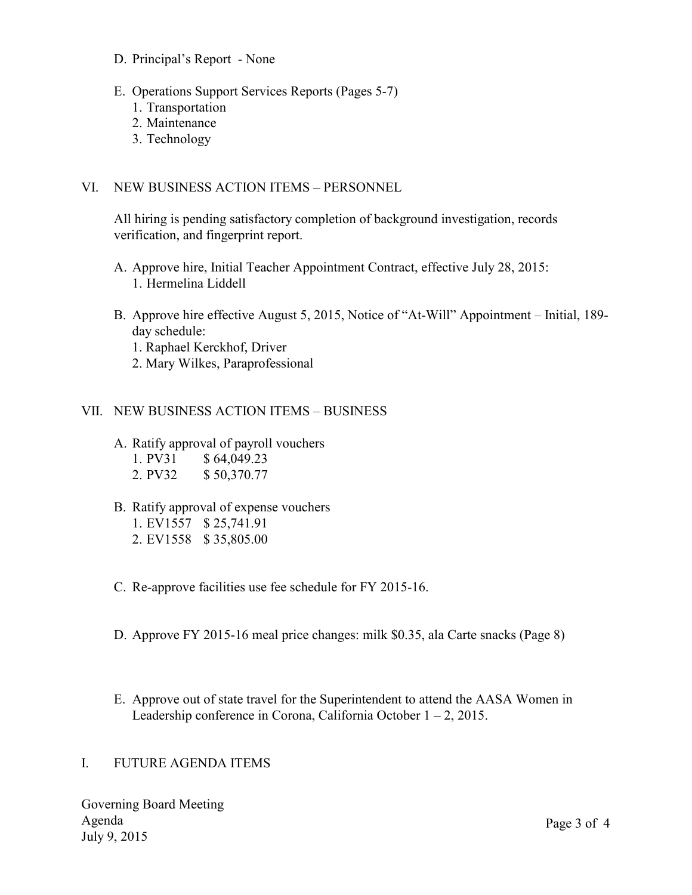D. Principal's Report - None

E. Operations Support Services Reports (Pages 5-7)
   1. Transportation
   2. Maintenance
   3. Technology

## VI. NEW BUSINESS ACTION ITEMS – PERSONNEL

All hiring is pending satisfactory completion of background investigation, records verification, and fingerprint report.

A. Approve hire, Initial Teacher Appointment Contract, effective July 28, 2015:
   1. Hermelina Liddell

B. Approve hire effective August 5, 2015, Notice of "At-Will" Appointment – Initial, 189-day schedule:
   1. Raphael Kerckhof, Driver
   2. Mary Wilkes, Paraprofessional

## VII. NEW BUSINESS ACTION ITEMS – BUSINESS

A. Ratify approval of payroll vouchers
   1. PV31 $ 64,049.23
   2. PV32 $ 50,370.77

B. Ratify approval of expense vouchers
   1. EV1557 $ 25,741.91
   2. EV1558 $ 35,805.00

C. Re-approve facilities use fee schedule for FY 2015-16.

D. Approve FY 2015-16 meal price changes: milk $0.35, ala Carte snacks (Page 8)

E. Approve out of state travel for the Superintendent to attend the AASA Women in Leadership conference in Corona, California October 1 – 2, 2015.

## I. FUTURE AGENDA ITEMS

Governing Board Meeting
Agenda
July 9, 2015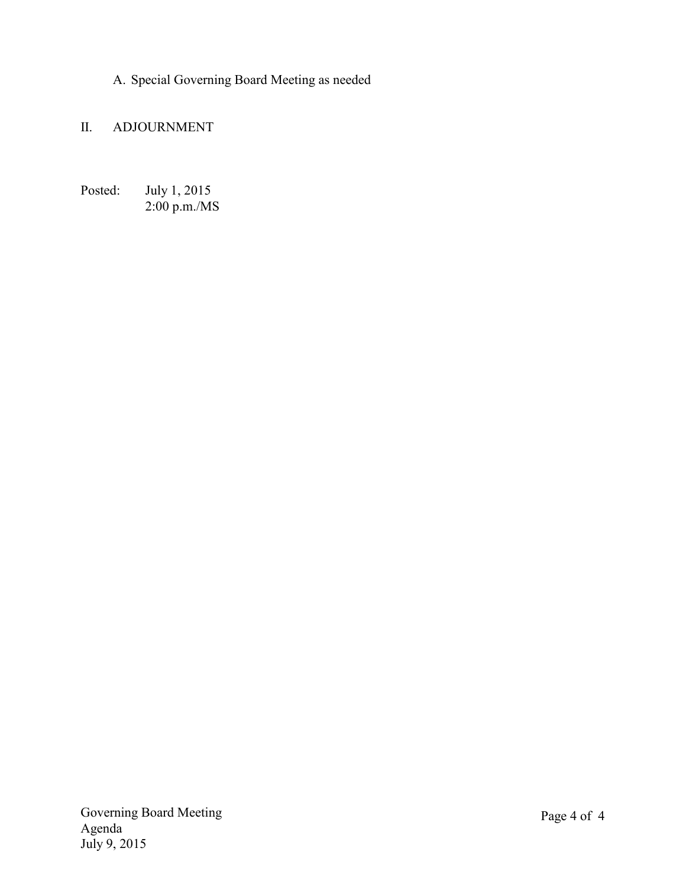A. Special Governing Board Meeting as needed

II. ADJOURNMENT

Posted: July 1, 2015
2:00 p.m./MS